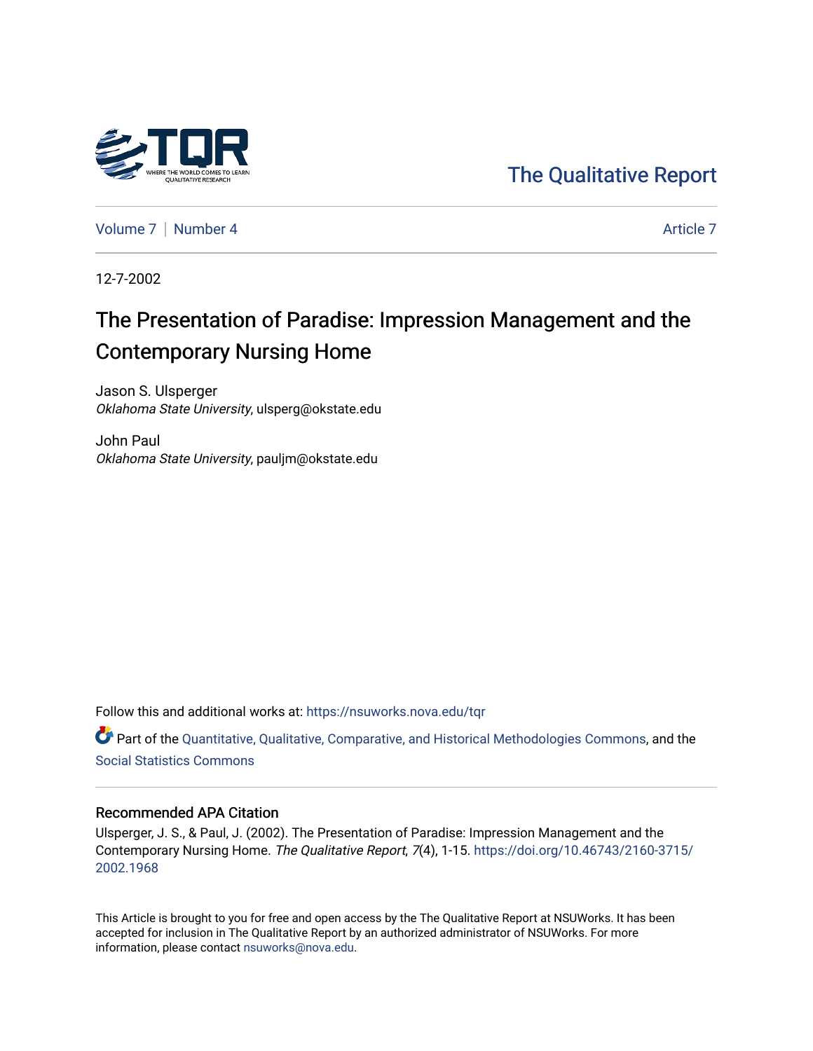The Qualitative Report

Volume 7 | Number 4 Article 7

12-7-2002

# The Presentation of Paradise: Impression Management and the Contemporary Nursing Home

Jason S. Ulsperger
*Oklahoma State University*, ulsperg@okstate.edu

John Paul
*Oklahoma State University*, pauljm@okstate.edu

Follow this and additional works at: https://nsuworks.nova.edu/tqr

Part of the Quantitative, Qualitative, Comparative, and Historical Methodologies Commons, and the Social Statistics Commons

## Recommended APA Citation

Ulsperger, J. S., & Paul, J. (2002). The Presentation of Paradise: Impression Management and the Contemporary Nursing Home. *The Qualitative Report*, *7*(4), 1-15. https://doi.org/10.46743/2160-3715/2002.1968

This Article is brought to you for free and open access by the The Qualitative Report at NSUWorks. It has been accepted for inclusion in The Qualitative Report by an authorized administrator of NSUWorks. For more information, please contact nsuworks@nova.edu.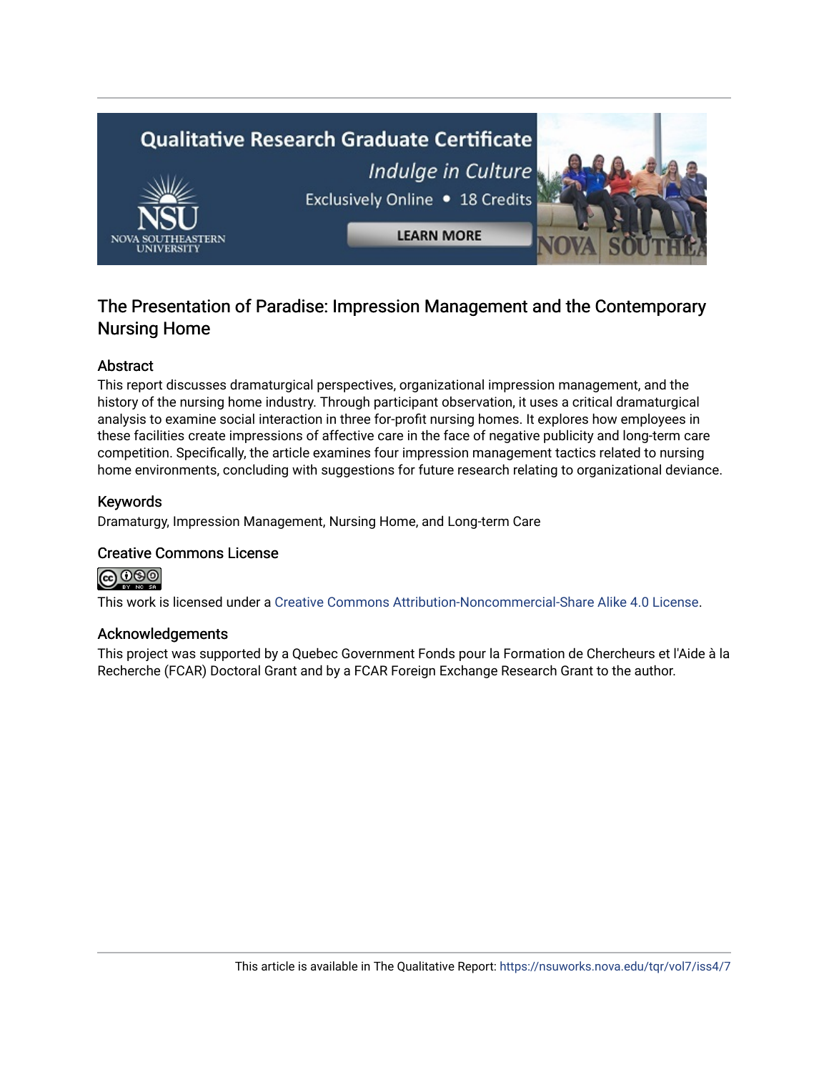## The Presentation of Paradise: Impression Management and the Contemporary Nursing Home

### Abstract

This report discusses dramaturgical perspectives, organizational impression management, and the history of the nursing home industry. Through participant observation, it uses a critical dramaturgical analysis to examine social interaction in three for-profit nursing homes. It explores how employees in these facilities create impressions of affective care in the face of negative publicity and long-term care competition. Specifically, the article examines four impression management tactics related to nursing home environments, concluding with suggestions for future research relating to organizational deviance.

### Keywords

Dramaturgy, Impression Management, Nursing Home, and Long-term Care

### Creative Commons License

This work is licensed under a Creative Commons Attribution-Noncommercial-Share Alike 4.0 License.

### Acknowledgements

This project was supported by a Quebec Government Fonds pour la Formation de Chercheurs et l'Aide à la Recherche (FCAR) Doctoral Grant and by a FCAR Foreign Exchange Research Grant to the author.

This article is available in The Qualitative Report: https://nsuworks.nova.edu/tqr/vol7/iss4/7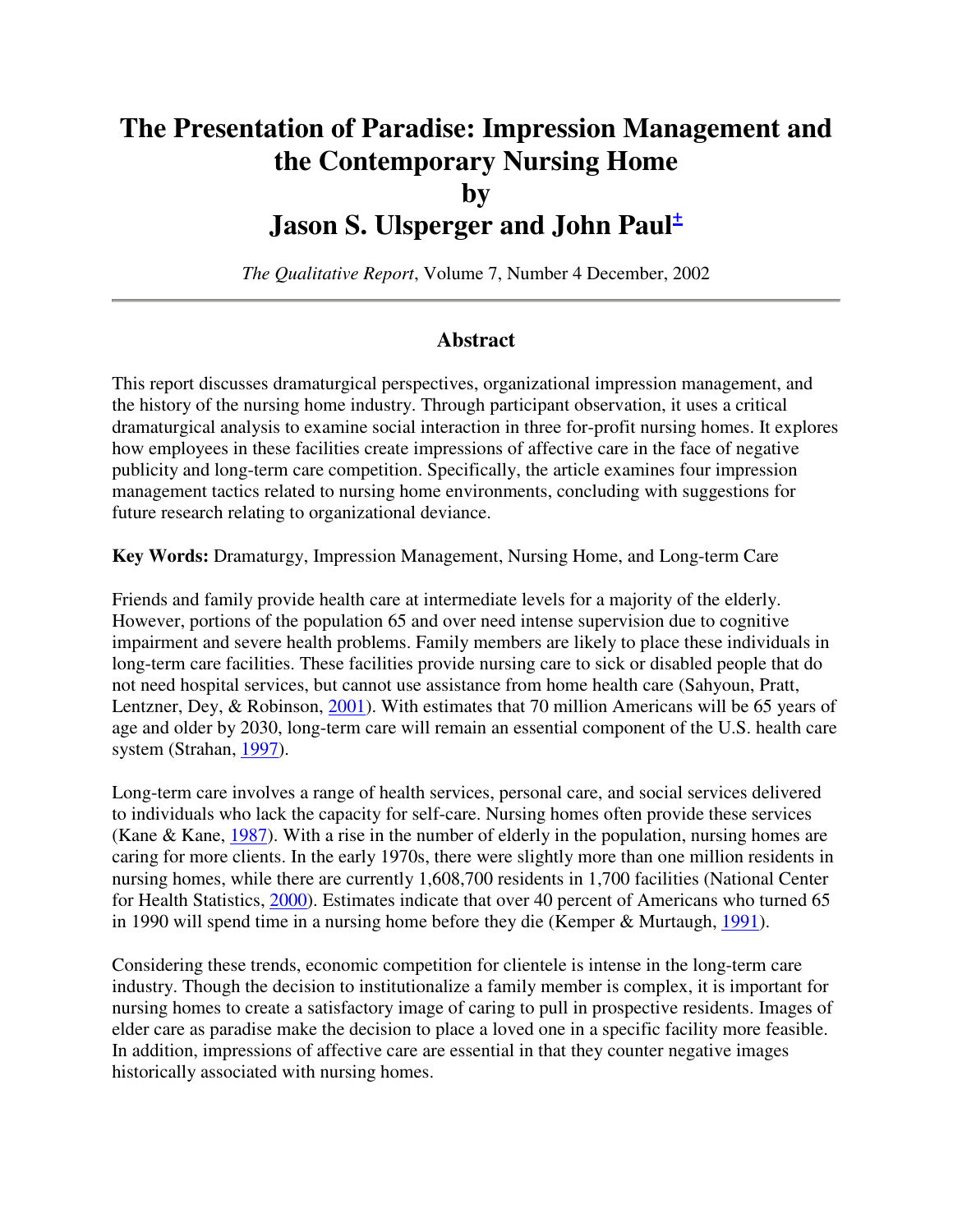# The Presentation of Paradise: Impression Management and the Contemporary Nursing Home
# by
# Jason S. Ulsperger and John Paul±

*The Qualitative Report*, Volume 7, Number 4 December, 2002

---

### Abstract

This report discusses dramaturgical perspectives, organizational impression management, and the history of the nursing home industry. Through participant observation, it uses a critical dramaturgical analysis to examine social interaction in three for-profit nursing homes. It explores how employees in these facilities create impressions of affective care in the face of negative publicity and long-term care competition. Specifically, the article examines four impression management tactics related to nursing home environments, concluding with suggestions for future research relating to organizational deviance.

**Key Words:** Dramaturgy, Impression Management, Nursing Home, and Long-term Care

Friends and family provide health care at intermediate levels for a majority of the elderly. However, portions of the population 65 and over need intense supervision due to cognitive impairment and severe health problems. Family members are likely to place these individuals in long-term care facilities. These facilities provide nursing care to sick or disabled people that do not need hospital services, but cannot use assistance from home health care (Sahyoun, Pratt, Lentzner, Dey, & Robinson, 2001). With estimates that 70 million Americans will be 65 years of age and older by 2030, long-term care will remain an essential component of the U.S. health care system (Strahan, 1997).

Long-term care involves a range of health services, personal care, and social services delivered to individuals who lack the capacity for self-care. Nursing homes often provide these services (Kane & Kane, 1987). With a rise in the number of elderly in the population, nursing homes are caring for more clients. In the early 1970s, there were slightly more than one million residents in nursing homes, while there are currently 1,608,700 residents in 1,700 facilities (National Center for Health Statistics, 2000). Estimates indicate that over 40 percent of Americans who turned 65 in 1990 will spend time in a nursing home before they die (Kemper & Murtaugh, 1991).

Considering these trends, economic competition for clientele is intense in the long-term care industry. Though the decision to institutionalize a family member is complex, it is important for nursing homes to create a satisfactory image of caring to pull in prospective residents. Images of elder care as paradise make the decision to place a loved one in a specific facility more feasible. In addition, impressions of affective care are essential in that they counter negative images historically associated with nursing homes.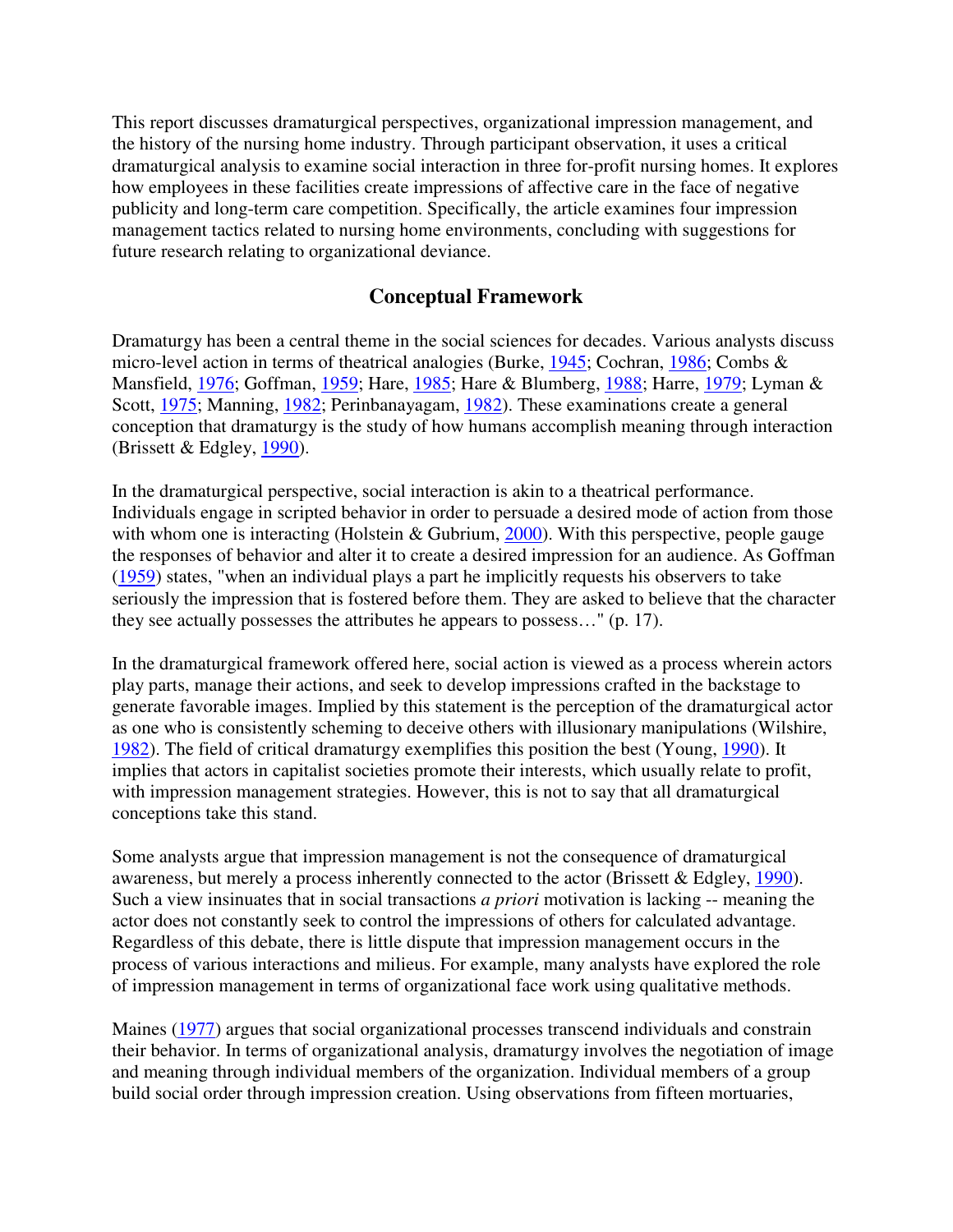This report discusses dramaturgical perspectives, organizational impression management, and the history of the nursing home industry. Through participant observation, it uses a critical dramaturgical analysis to examine social interaction in three for-profit nursing homes. It explores how employees in these facilities create impressions of affective care in the face of negative publicity and long-term care competition. Specifically, the article examines four impression management tactics related to nursing home environments, concluding with suggestions for future research relating to organizational deviance.

## Conceptual Framework

Dramaturgy has been a central theme in the social sciences for decades. Various analysts discuss micro-level action in terms of theatrical analogies (Burke, 1945; Cochran, 1986; Combs & Mansfield, 1976; Goffman, 1959; Hare, 1985; Hare & Blumberg, 1988; Harre, 1979; Lyman & Scott, 1975; Manning, 1982; Perinbanayagam, 1982). These examinations create a general conception that dramaturgy is the study of how humans accomplish meaning through interaction (Brissett & Edgley, 1990).

In the dramaturgical perspective, social interaction is akin to a theatrical performance. Individuals engage in scripted behavior in order to persuade a desired mode of action from those with whom one is interacting (Holstein & Gubrium, 2000). With this perspective, people gauge the responses of behavior and alter it to create a desired impression for an audience. As Goffman (1959) states, "when an individual plays a part he implicitly requests his observers to take seriously the impression that is fostered before them. They are asked to believe that the character they see actually possesses the attributes he appears to possess…" (p. 17).

In the dramaturgical framework offered here, social action is viewed as a process wherein actors play parts, manage their actions, and seek to develop impressions crafted in the backstage to generate favorable images. Implied by this statement is the perception of the dramaturgical actor as one who is consistently scheming to deceive others with illusionary manipulations (Wilshire, 1982). The field of critical dramaturgy exemplifies this position the best (Young, 1990). It implies that actors in capitalist societies promote their interests, which usually relate to profit, with impression management strategies. However, this is not to say that all dramaturgical conceptions take this stand.

Some analysts argue that impression management is not the consequence of dramaturgical awareness, but merely a process inherently connected to the actor (Brissett & Edgley, 1990). Such a view insinuates that in social transactions *a priori* motivation is lacking -- meaning the actor does not constantly seek to control the impressions of others for calculated advantage. Regardless of this debate, there is little dispute that impression management occurs in the process of various interactions and milieus. For example, many analysts have explored the role of impression management in terms of organizational face work using qualitative methods.

Maines (1977) argues that social organizational processes transcend individuals and constrain their behavior. In terms of organizational analysis, dramaturgy involves the negotiation of image and meaning through individual members of the organization. Individual members of a group build social order through impression creation. Using observations from fifteen mortuaries,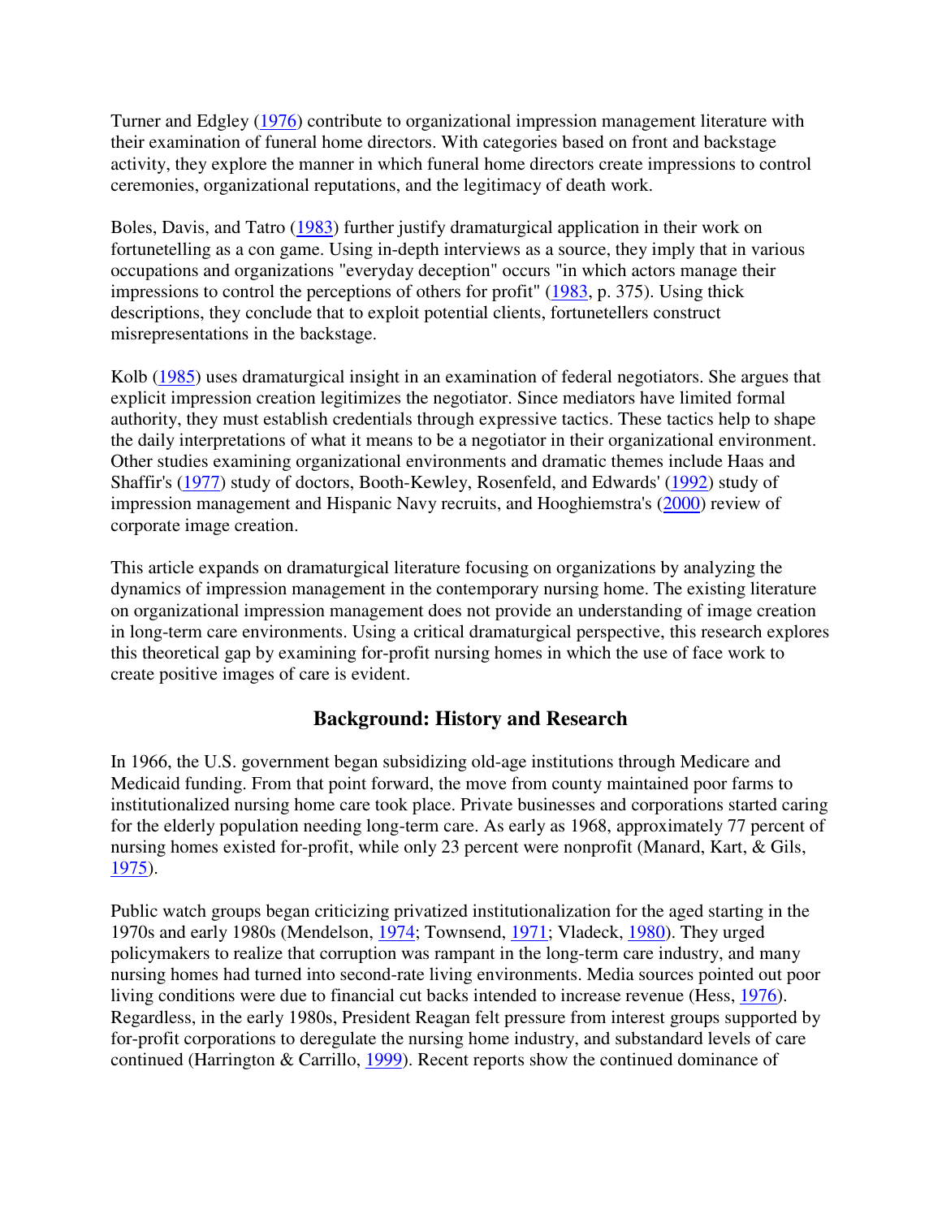Turner and Edgley (1976) contribute to organizational impression management literature with their examination of funeral home directors. With categories based on front and backstage activity, they explore the manner in which funeral home directors create impressions to control ceremonies, organizational reputations, and the legitimacy of death work.

Boles, Davis, and Tatro (1983) further justify dramaturgical application in their work on fortunetelling as a con game. Using in-depth interviews as a source, they imply that in various occupations and organizations "everyday deception" occurs "in which actors manage their impressions to control the perceptions of others for profit" (1983, p. 375). Using thick descriptions, they conclude that to exploit potential clients, fortunetellers construct misrepresentations in the backstage.

Kolb (1985) uses dramaturgical insight in an examination of federal negotiators. She argues that explicit impression creation legitimizes the negotiator. Since mediators have limited formal authority, they must establish credentials through expressive tactics. These tactics help to shape the daily interpretations of what it means to be a negotiator in their organizational environment. Other studies examining organizational environments and dramatic themes include Haas and Shaffir's (1977) study of doctors, Booth-Kewley, Rosenfeld, and Edwards' (1992) study of impression management and Hispanic Navy recruits, and Hooghiemstra's (2000) review of corporate image creation.

This article expands on dramaturgical literature focusing on organizations by analyzing the dynamics of impression management in the contemporary nursing home. The existing literature on organizational impression management does not provide an understanding of image creation in long-term care environments. Using a critical dramaturgical perspective, this research explores this theoretical gap by examining for-profit nursing homes in which the use of face work to create positive images of care is evident.

## Background: History and Research

In 1966, the U.S. government began subsidizing old-age institutions through Medicare and Medicaid funding. From that point forward, the move from county maintained poor farms to institutionalized nursing home care took place. Private businesses and corporations started caring for the elderly population needing long-term care. As early as 1968, approximately 77 percent of nursing homes existed for-profit, while only 23 percent were nonprofit (Manard, Kart, & Gils, 1975).

Public watch groups began criticizing privatized institutionalization for the aged starting in the 1970s and early 1980s (Mendelson, 1974; Townsend, 1971; Vladeck, 1980). They urged policymakers to realize that corruption was rampant in the long-term care industry, and many nursing homes had turned into second-rate living environments. Media sources pointed out poor living conditions were due to financial cut backs intended to increase revenue (Hess, 1976). Regardless, in the early 1980s, President Reagan felt pressure from interest groups supported by for-profit corporations to deregulate the nursing home industry, and substandard levels of care continued (Harrington & Carrillo, 1999). Recent reports show the continued dominance of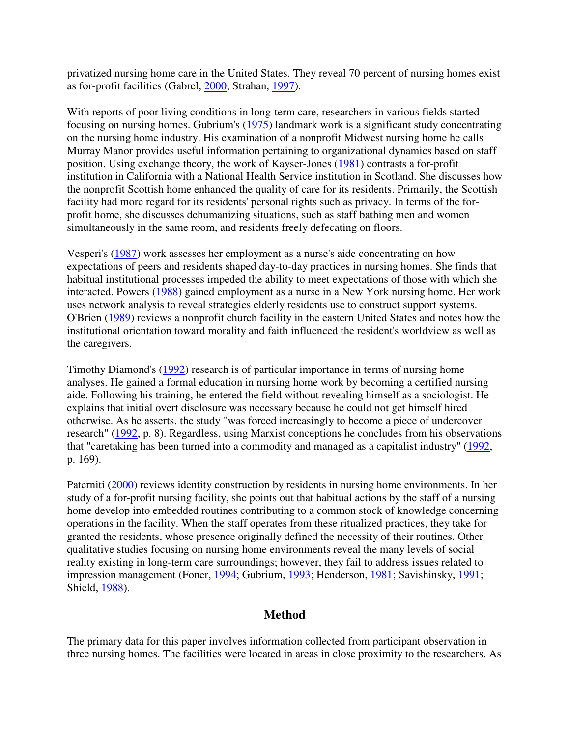privatized nursing home care in the United States. They reveal 70 percent of nursing homes exist as for-profit facilities (Gabrel, 2000; Strahan, 1997).

With reports of poor living conditions in long-term care, researchers in various fields started focusing on nursing homes. Gubrium's (1975) landmark work is a significant study concentrating on the nursing home industry. His examination of a nonprofit Midwest nursing home he calls Murray Manor provides useful information pertaining to organizational dynamics based on staff position. Using exchange theory, the work of Kayser-Jones (1981) contrasts a for-profit institution in California with a National Health Service institution in Scotland. She discusses how the nonprofit Scottish home enhanced the quality of care for its residents. Primarily, the Scottish facility had more regard for its residents' personal rights such as privacy. In terms of the for-profit home, she discusses dehumanizing situations, such as staff bathing men and women simultaneously in the same room, and residents freely defecating on floors.

Vesperi's (1987) work assesses her employment as a nurse's aide concentrating on how expectations of peers and residents shaped day-to-day practices in nursing homes. She finds that habitual institutional processes impeded the ability to meet expectations of those with which she interacted. Powers (1988) gained employment as a nurse in a New York nursing home. Her work uses network analysis to reveal strategies elderly residents use to construct support systems. O'Brien (1989) reviews a nonprofit church facility in the eastern United States and notes how the institutional orientation toward morality and faith influenced the resident's worldview as well as the caregivers.

Timothy Diamond's (1992) research is of particular importance in terms of nursing home analyses. He gained a formal education in nursing home work by becoming a certified nursing aide. Following his training, he entered the field without revealing himself as a sociologist. He explains that initial overt disclosure was necessary because he could not get himself hired otherwise. As he asserts, the study "was forced increasingly to become a piece of undercover research" (1992, p. 8). Regardless, using Marxist conceptions he concludes from his observations that "caretaking has been turned into a commodity and managed as a capitalist industry" (1992, p. 169).

Paterniti (2000) reviews identity construction by residents in nursing home environments. In her study of a for-profit nursing facility, she points out that habitual actions by the staff of a nursing home develop into embedded routines contributing to a common stock of knowledge concerning operations in the facility. When the staff operates from these ritualized practices, they take for granted the residents, whose presence originally defined the necessity of their routines. Other qualitative studies focusing on nursing home environments reveal the many levels of social reality existing in long-term care surroundings; however, they fail to address issues related to impression management (Foner, 1994; Gubrium, 1993; Henderson, 1981; Savishinsky, 1991; Shield, 1988).

## Method

The primary data for this paper involves information collected from participant observation in three nursing homes. The facilities were located in areas in close proximity to the researchers. As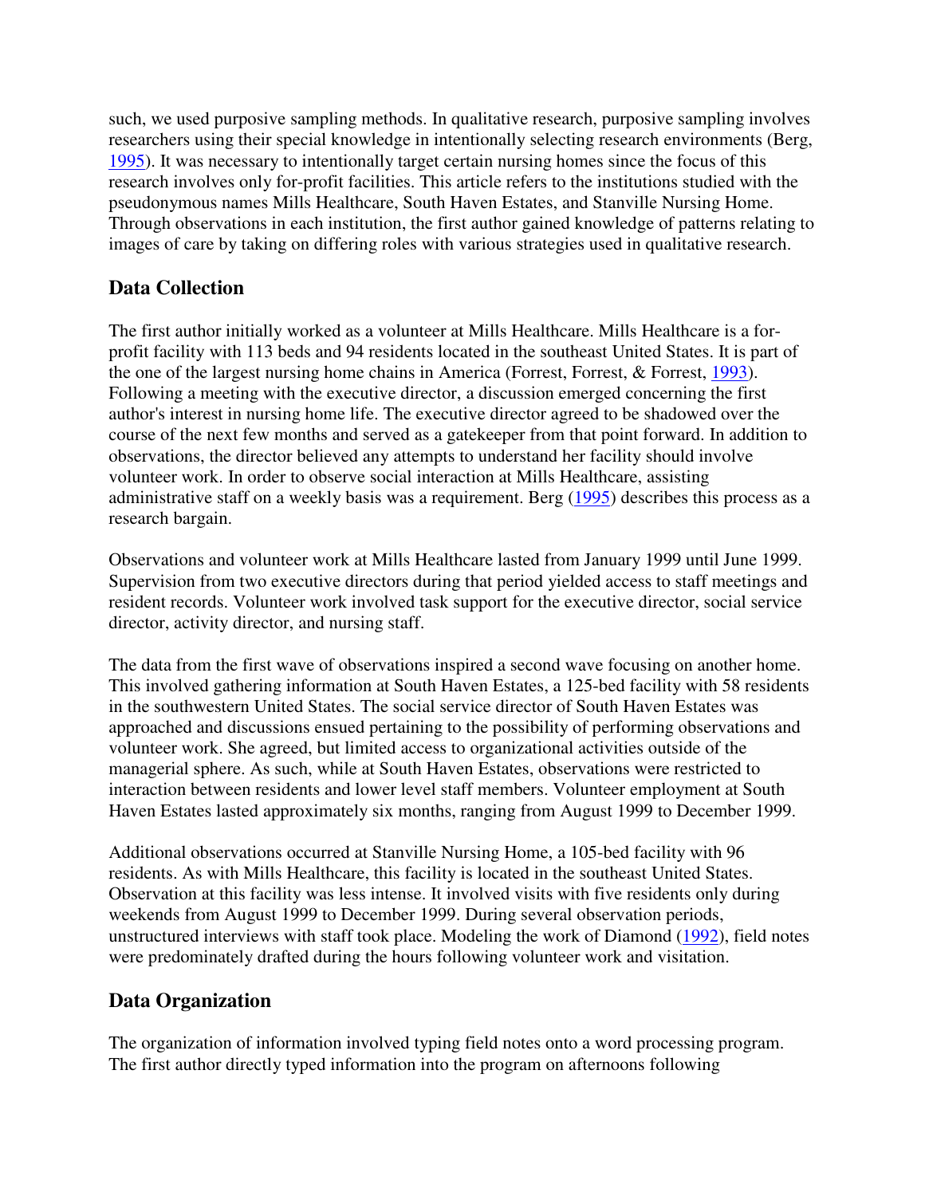such, we used purposive sampling methods. In qualitative research, purposive sampling involves researchers using their special knowledge in intentionally selecting research environments (Berg, 1995). It was necessary to intentionally target certain nursing homes since the focus of this research involves only for-profit facilities. This article refers to the institutions studied with the pseudonymous names Mills Healthcare, South Haven Estates, and Stanville Nursing Home. Through observations in each institution, the first author gained knowledge of patterns relating to images of care by taking on differing roles with various strategies used in qualitative research.

## Data Collection

The first author initially worked as a volunteer at Mills Healthcare. Mills Healthcare is a for-profit facility with 113 beds and 94 residents located in the southeast United States. It is part of the one of the largest nursing home chains in America (Forrest, Forrest, & Forrest, 1993). Following a meeting with the executive director, a discussion emerged concerning the first author's interest in nursing home life. The executive director agreed to be shadowed over the course of the next few months and served as a gatekeeper from that point forward. In addition to observations, the director believed any attempts to understand her facility should involve volunteer work. In order to observe social interaction at Mills Healthcare, assisting administrative staff on a weekly basis was a requirement. Berg (1995) describes this process as a research bargain.

Observations and volunteer work at Mills Healthcare lasted from January 1999 until June 1999. Supervision from two executive directors during that period yielded access to staff meetings and resident records. Volunteer work involved task support for the executive director, social service director, activity director, and nursing staff.

The data from the first wave of observations inspired a second wave focusing on another home. This involved gathering information at South Haven Estates, a 125-bed facility with 58 residents in the southwestern United States. The social service director of South Haven Estates was approached and discussions ensued pertaining to the possibility of performing observations and volunteer work. She agreed, but limited access to organizational activities outside of the managerial sphere. As such, while at South Haven Estates, observations were restricted to interaction between residents and lower level staff members. Volunteer employment at South Haven Estates lasted approximately six months, ranging from August 1999 to December 1999.

Additional observations occurred at Stanville Nursing Home, a 105-bed facility with 96 residents. As with Mills Healthcare, this facility is located in the southeast United States. Observation at this facility was less intense. It involved visits with five residents only during weekends from August 1999 to December 1999. During several observation periods, unstructured interviews with staff took place. Modeling the work of Diamond (1992), field notes were predominately drafted during the hours following volunteer work and visitation.

## Data Organization

The organization of information involved typing field notes onto a word processing program. The first author directly typed information into the program on afternoons following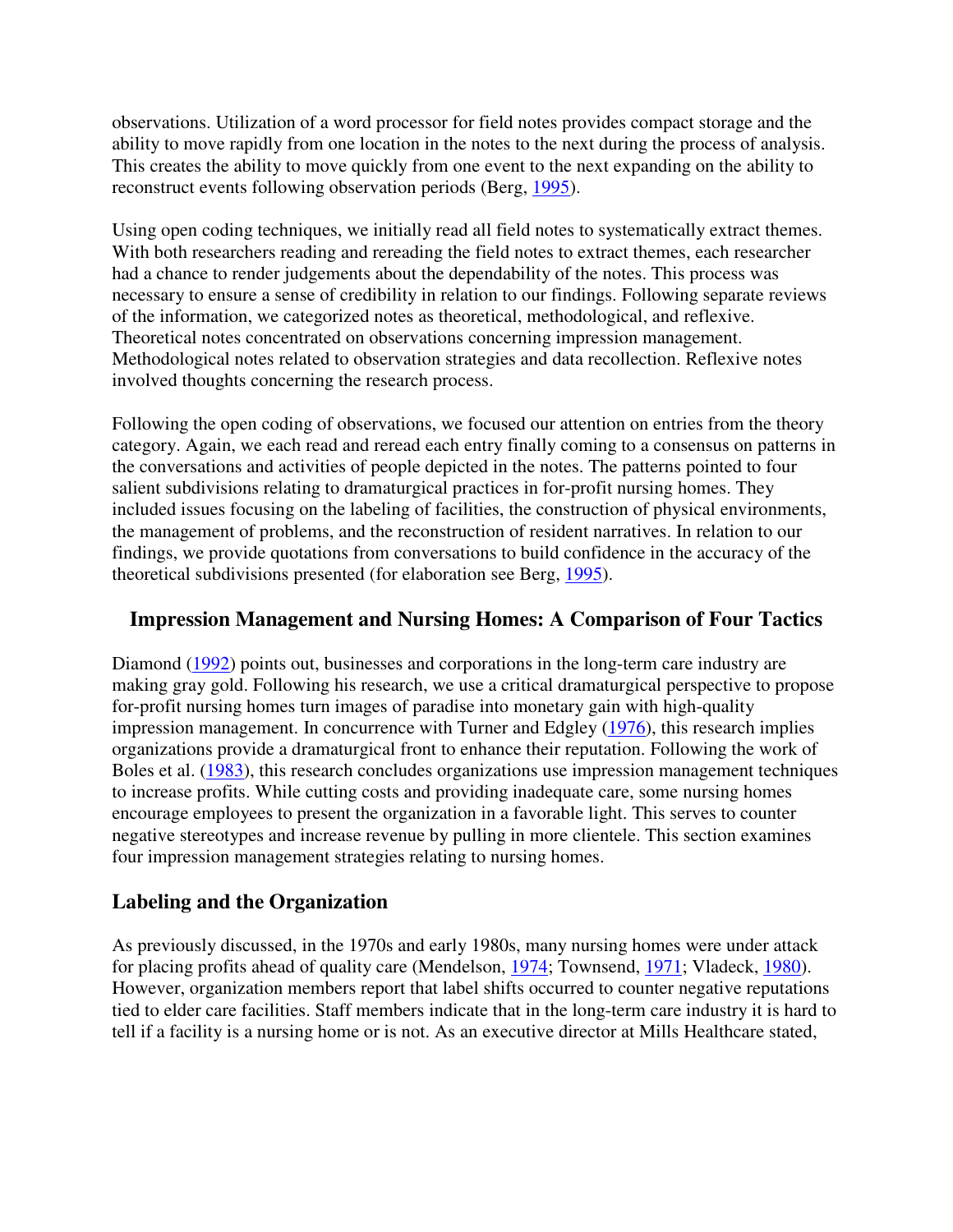observations. Utilization of a word processor for field notes provides compact storage and the ability to move rapidly from one location in the notes to the next during the process of analysis. This creates the ability to move quickly from one event to the next expanding on the ability to reconstruct events following observation periods (Berg, 1995).

Using open coding techniques, we initially read all field notes to systematically extract themes. With both researchers reading and rereading the field notes to extract themes, each researcher had a chance to render judgements about the dependability of the notes. This process was necessary to ensure a sense of credibility in relation to our findings. Following separate reviews of the information, we categorized notes as theoretical, methodological, and reflexive. Theoretical notes concentrated on observations concerning impression management. Methodological notes related to observation strategies and data recollection. Reflexive notes involved thoughts concerning the research process.

Following the open coding of observations, we focused our attention on entries from the theory category. Again, we each read and reread each entry finally coming to a consensus on patterns in the conversations and activities of people depicted in the notes. The patterns pointed to four salient subdivisions relating to dramaturgical practices in for-profit nursing homes. They included issues focusing on the labeling of facilities, the construction of physical environments, the management of problems, and the reconstruction of resident narratives. In relation to our findings, we provide quotations from conversations to build confidence in the accuracy of the theoretical subdivisions presented (for elaboration see Berg, 1995).

## Impression Management and Nursing Homes: A Comparison of Four Tactics

Diamond (1992) points out, businesses and corporations in the long-term care industry are making gray gold. Following his research, we use a critical dramaturgical perspective to propose for-profit nursing homes turn images of paradise into monetary gain with high-quality impression management. In concurrence with Turner and Edgley (1976), this research implies organizations provide a dramaturgical front to enhance their reputation. Following the work of Boles et al. (1983), this research concludes organizations use impression management techniques to increase profits. While cutting costs and providing inadequate care, some nursing homes encourage employees to present the organization in a favorable light. This serves to counter negative stereotypes and increase revenue by pulling in more clientele. This section examines four impression management strategies relating to nursing homes.

## Labeling and the Organization

As previously discussed, in the 1970s and early 1980s, many nursing homes were under attack for placing profits ahead of quality care (Mendelson, 1974; Townsend, 1971; Vladeck, 1980). However, organization members report that label shifts occurred to counter negative reputations tied to elder care facilities. Staff members indicate that in the long-term care industry it is hard to tell if a facility is a nursing home or is not. As an executive director at Mills Healthcare stated,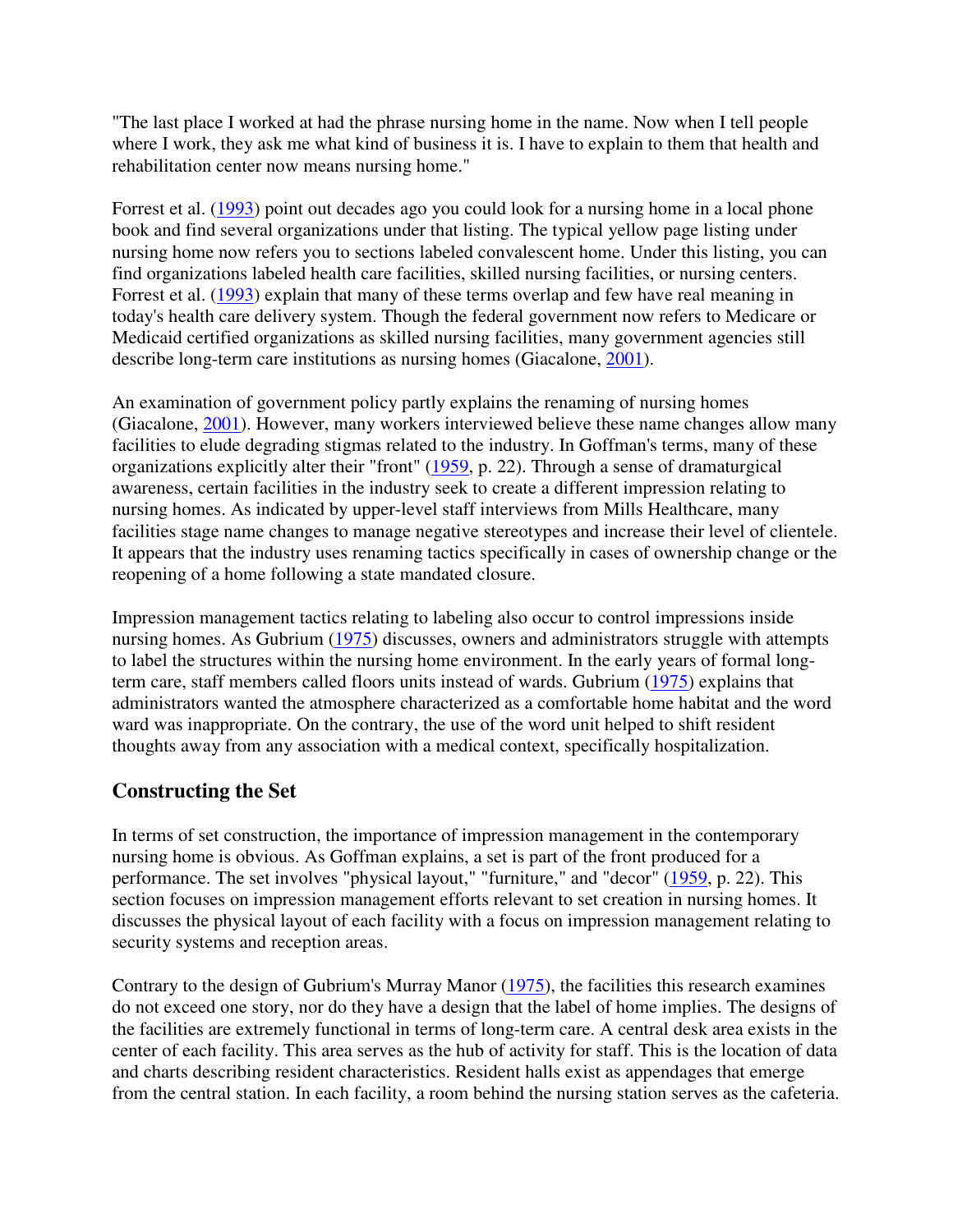"The last place I worked at had the phrase nursing home in the name. Now when I tell people where I work, they ask me what kind of business it is. I have to explain to them that health and rehabilitation center now means nursing home."

Forrest et al. (1993) point out decades ago you could look for a nursing home in a local phone book and find several organizations under that listing. The typical yellow page listing under nursing home now refers you to sections labeled convalescent home. Under this listing, you can find organizations labeled health care facilities, skilled nursing facilities, or nursing centers. Forrest et al. (1993) explain that many of these terms overlap and few have real meaning in today's health care delivery system. Though the federal government now refers to Medicare or Medicaid certified organizations as skilled nursing facilities, many government agencies still describe long-term care institutions as nursing homes (Giacalone, 2001).

An examination of government policy partly explains the renaming of nursing homes (Giacalone, 2001). However, many workers interviewed believe these name changes allow many facilities to elude degrading stigmas related to the industry. In Goffman's terms, many of these organizations explicitly alter their "front" (1959, p. 22). Through a sense of dramaturgical awareness, certain facilities in the industry seek to create a different impression relating to nursing homes. As indicated by upper-level staff interviews from Mills Healthcare, many facilities stage name changes to manage negative stereotypes and increase their level of clientele. It appears that the industry uses renaming tactics specifically in cases of ownership change or the reopening of a home following a state mandated closure.

Impression management tactics relating to labeling also occur to control impressions inside nursing homes. As Gubrium (1975) discusses, owners and administrators struggle with attempts to label the structures within the nursing home environment. In the early years of formal long-term care, staff members called floors units instead of wards. Gubrium (1975) explains that administrators wanted the atmosphere characterized as a comfortable home habitat and the word ward was inappropriate. On the contrary, the use of the word unit helped to shift resident thoughts away from any association with a medical context, specifically hospitalization.

## Constructing the Set

In terms of set construction, the importance of impression management in the contemporary nursing home is obvious. As Goffman explains, a set is part of the front produced for a performance. The set involves "physical layout," "furniture," and "decor" (1959, p. 22). This section focuses on impression management efforts relevant to set creation in nursing homes. It discusses the physical layout of each facility with a focus on impression management relating to security systems and reception areas.

Contrary to the design of Gubrium's Murray Manor (1975), the facilities this research examines do not exceed one story, nor do they have a design that the label of home implies. The designs of the facilities are extremely functional in terms of long-term care. A central desk area exists in the center of each facility. This area serves as the hub of activity for staff. This is the location of data and charts describing resident characteristics. Resident halls exist as appendages that emerge from the central station. In each facility, a room behind the nursing station serves as the cafeteria.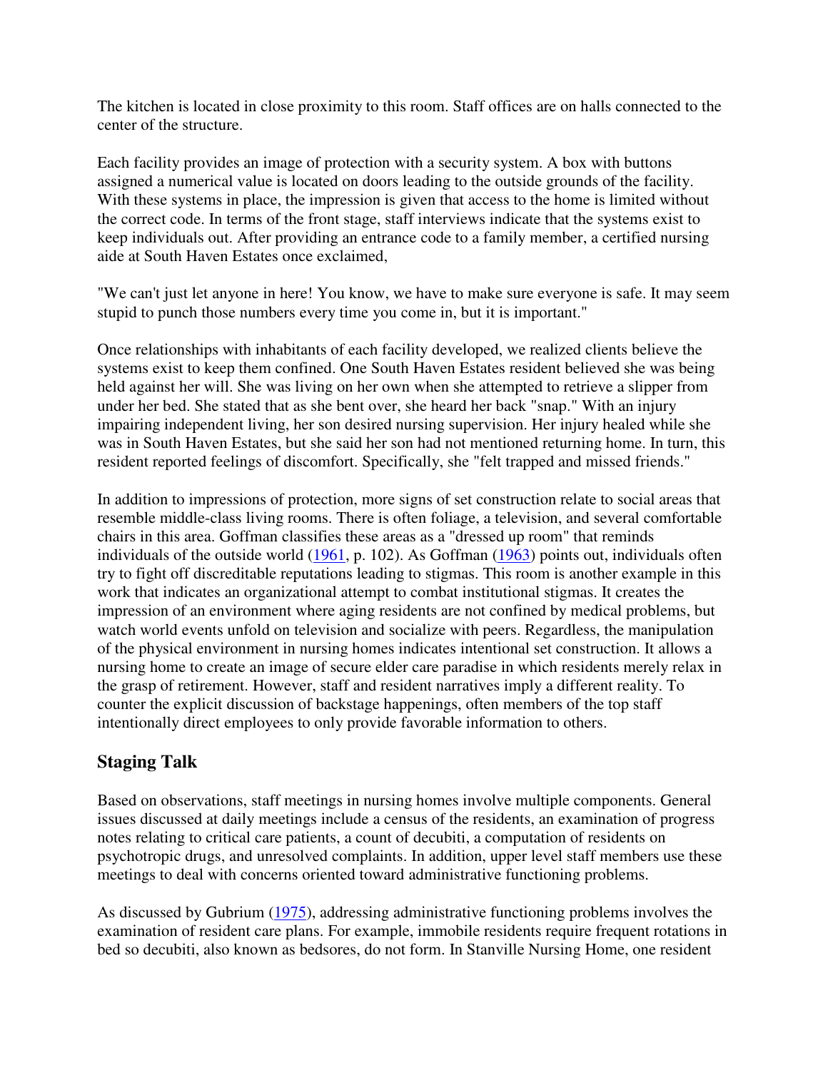The kitchen is located in close proximity to this room. Staff offices are on halls connected to the center of the structure.

Each facility provides an image of protection with a security system. A box with buttons assigned a numerical value is located on doors leading to the outside grounds of the facility. With these systems in place, the impression is given that access to the home is limited without the correct code. In terms of the front stage, staff interviews indicate that the systems exist to keep individuals out. After providing an entrance code to a family member, a certified nursing aide at South Haven Estates once exclaimed,

"We can't just let anyone in here! You know, we have to make sure everyone is safe. It may seem stupid to punch those numbers every time you come in, but it is important."

Once relationships with inhabitants of each facility developed, we realized clients believe the systems exist to keep them confined. One South Haven Estates resident believed she was being held against her will. She was living on her own when she attempted to retrieve a slipper from under her bed. She stated that as she bent over, she heard her back "snap." With an injury impairing independent living, her son desired nursing supervision. Her injury healed while she was in South Haven Estates, but she said her son had not mentioned returning home. In turn, this resident reported feelings of discomfort. Specifically, she "felt trapped and missed friends."

In addition to impressions of protection, more signs of set construction relate to social areas that resemble middle-class living rooms. There is often foliage, a television, and several comfortable chairs in this area. Goffman classifies these areas as a "dressed up room" that reminds individuals of the outside world (1961, p. 102). As Goffman (1963) points out, individuals often try to fight off discreditable reputations leading to stigmas. This room is another example in this work that indicates an organizational attempt to combat institutional stigmas. It creates the impression of an environment where aging residents are not confined by medical problems, but watch world events unfold on television and socialize with peers. Regardless, the manipulation of the physical environment in nursing homes indicates intentional set construction. It allows a nursing home to create an image of secure elder care paradise in which residents merely relax in the grasp of retirement. However, staff and resident narratives imply a different reality. To counter the explicit discussion of backstage happenings, often members of the top staff intentionally direct employees to only provide favorable information to others.

## Staging Talk

Based on observations, staff meetings in nursing homes involve multiple components. General issues discussed at daily meetings include a census of the residents, an examination of progress notes relating to critical care patients, a count of decubiti, a computation of residents on psychotropic drugs, and unresolved complaints. In addition, upper level staff members use these meetings to deal with concerns oriented toward administrative functioning problems.

As discussed by Gubrium (1975), addressing administrative functioning problems involves the examination of resident care plans. For example, immobile residents require frequent rotations in bed so decubiti, also known as bedsores, do not form. In Stanville Nursing Home, one resident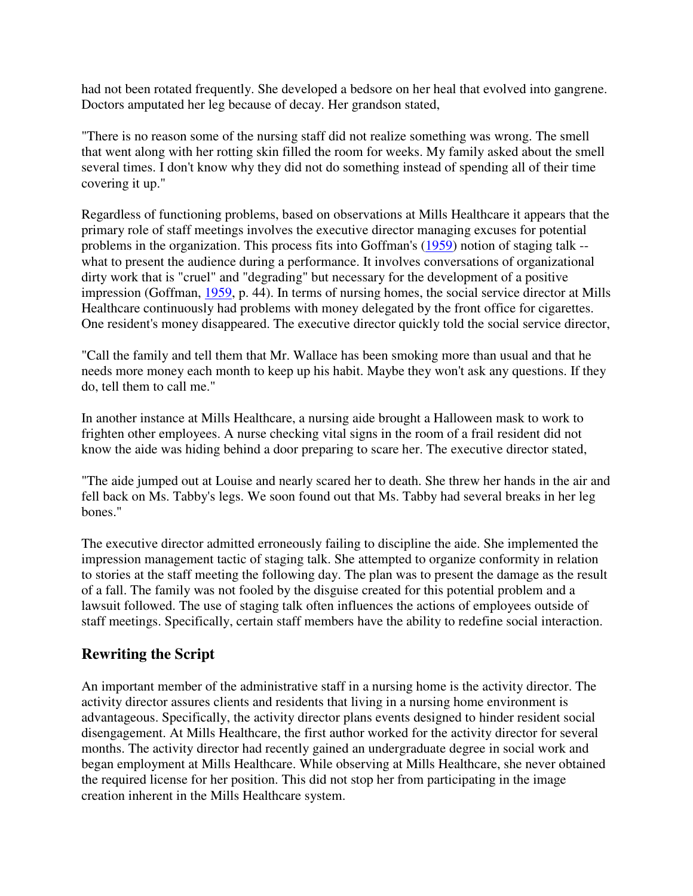had not been rotated frequently. She developed a bedsore on her heal that evolved into gangrene. Doctors amputated her leg because of decay. Her grandson stated,

"There is no reason some of the nursing staff did not realize something was wrong. The smell that went along with her rotting skin filled the room for weeks. My family asked about the smell several times. I don't know why they did not do something instead of spending all of their time covering it up."

Regardless of functioning problems, based on observations at Mills Healthcare it appears that the primary role of staff meetings involves the executive director managing excuses for potential problems in the organization. This process fits into Goffman's (1959) notion of staging talk -- what to present the audience during a performance. It involves conversations of organizational dirty work that is "cruel" and "degrading" but necessary for the development of a positive impression (Goffman, 1959, p. 44). In terms of nursing homes, the social service director at Mills Healthcare continuously had problems with money delegated by the front office for cigarettes. One resident's money disappeared. The executive director quickly told the social service director,

"Call the family and tell them that Mr. Wallace has been smoking more than usual and that he needs more money each month to keep up his habit. Maybe they won't ask any questions. If they do, tell them to call me."

In another instance at Mills Healthcare, a nursing aide brought a Halloween mask to work to frighten other employees. A nurse checking vital signs in the room of a frail resident did not know the aide was hiding behind a door preparing to scare her. The executive director stated,

"The aide jumped out at Louise and nearly scared her to death. She threw her hands in the air and fell back on Ms. Tabby's legs. We soon found out that Ms. Tabby had several breaks in her leg bones."

The executive director admitted erroneously failing to discipline the aide. She implemented the impression management tactic of staging talk. She attempted to organize conformity in relation to stories at the staff meeting the following day. The plan was to present the damage as the result of a fall. The family was not fooled by the disguise created for this potential problem and a lawsuit followed. The use of staging talk often influences the actions of employees outside of staff meetings. Specifically, certain staff members have the ability to redefine social interaction.

## Rewriting the Script

An important member of the administrative staff in a nursing home is the activity director. The activity director assures clients and residents that living in a nursing home environment is advantageous. Specifically, the activity director plans events designed to hinder resident social disengagement. At Mills Healthcare, the first author worked for the activity director for several months. The activity director had recently gained an undergraduate degree in social work and began employment at Mills Healthcare. While observing at Mills Healthcare, she never obtained the required license for her position. This did not stop her from participating in the image creation inherent in the Mills Healthcare system.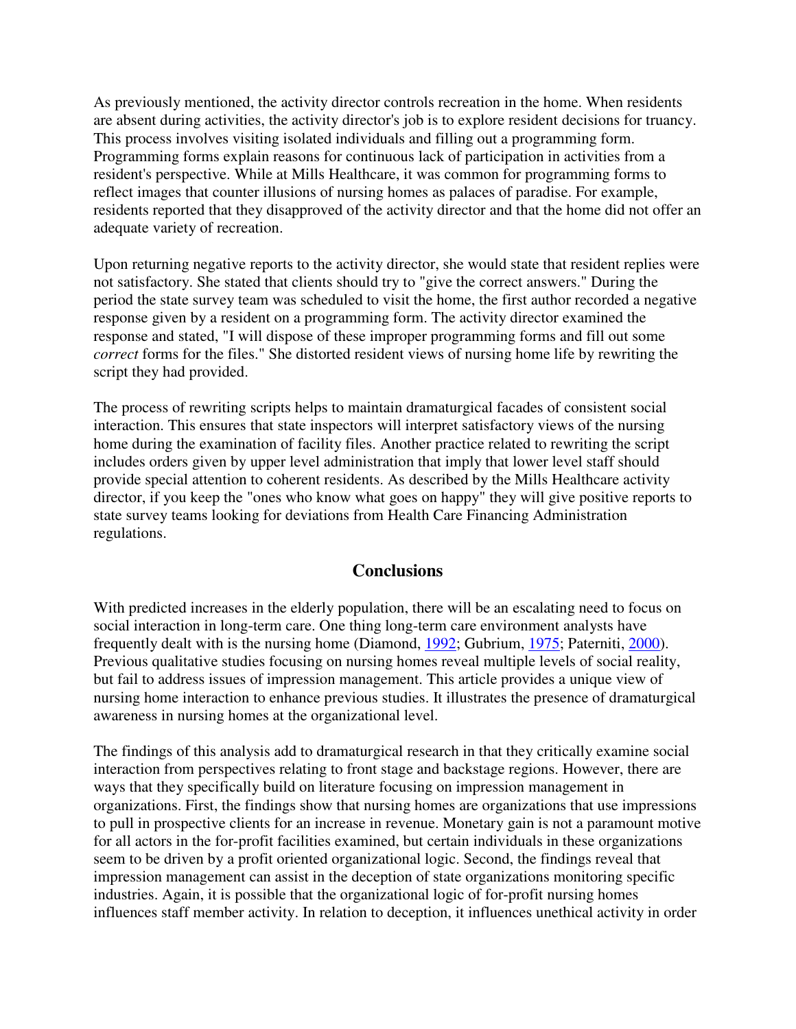As previously mentioned, the activity director controls recreation in the home. When residents are absent during activities, the activity director's job is to explore resident decisions for truancy. This process involves visiting isolated individuals and filling out a programming form. Programming forms explain reasons for continuous lack of participation in activities from a resident's perspective. While at Mills Healthcare, it was common for programming forms to reflect images that counter illusions of nursing homes as palaces of paradise. For example, residents reported that they disapproved of the activity director and that the home did not offer an adequate variety of recreation.

Upon returning negative reports to the activity director, she would state that resident replies were not satisfactory. She stated that clients should try to "give the correct answers." During the period the state survey team was scheduled to visit the home, the first author recorded a negative response given by a resident on a programming form. The activity director examined the response and stated, "I will dispose of these improper programming forms and fill out some *correct* forms for the files." She distorted resident views of nursing home life by rewriting the script they had provided.

The process of rewriting scripts helps to maintain dramaturgical facades of consistent social interaction. This ensures that state inspectors will interpret satisfactory views of the nursing home during the examination of facility files. Another practice related to rewriting the script includes orders given by upper level administration that imply that lower level staff should provide special attention to coherent residents. As described by the Mills Healthcare activity director, if you keep the "ones who know what goes on happy" they will give positive reports to state survey teams looking for deviations from Health Care Financing Administration regulations.

## Conclusions

With predicted increases in the elderly population, there will be an escalating need to focus on social interaction in long-term care. One thing long-term care environment analysts have frequently dealt with is the nursing home (Diamond, 1992; Gubrium, 1975; Paterniti, 2000). Previous qualitative studies focusing on nursing homes reveal multiple levels of social reality, but fail to address issues of impression management. This article provides a unique view of nursing home interaction to enhance previous studies. It illustrates the presence of dramaturgical awareness in nursing homes at the organizational level.

The findings of this analysis add to dramaturgical research in that they critically examine social interaction from perspectives relating to front stage and backstage regions. However, there are ways that they specifically build on literature focusing on impression management in organizations. First, the findings show that nursing homes are organizations that use impressions to pull in prospective clients for an increase in revenue. Monetary gain is not a paramount motive for all actors in the for-profit facilities examined, but certain individuals in these organizations seem to be driven by a profit oriented organizational logic. Second, the findings reveal that impression management can assist in the deception of state organizations monitoring specific industries. Again, it is possible that the organizational logic of for-profit nursing homes influences staff member activity. In relation to deception, it influences unethical activity in order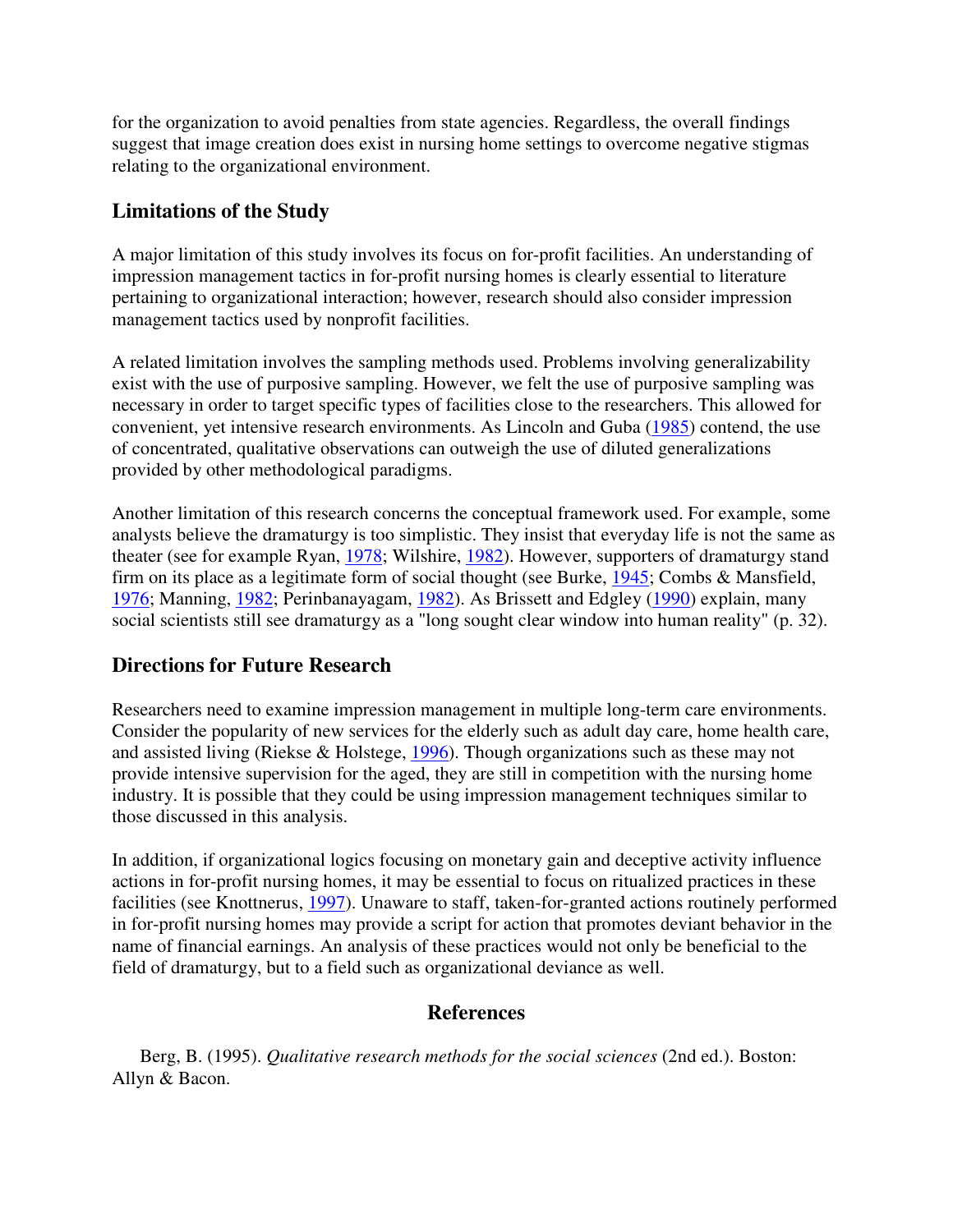for the organization to avoid penalties from state agencies. Regardless, the overall findings suggest that image creation does exist in nursing home settings to overcome negative stigmas relating to the organizational environment.

## Limitations of the Study

A major limitation of this study involves its focus on for-profit facilities. An understanding of impression management tactics in for-profit nursing homes is clearly essential to literature pertaining to organizational interaction; however, research should also consider impression management tactics used by nonprofit facilities.

A related limitation involves the sampling methods used. Problems involving generalizability exist with the use of purposive sampling. However, we felt the use of purposive sampling was necessary in order to target specific types of facilities close to the researchers. This allowed for convenient, yet intensive research environments. As Lincoln and Guba (1985) contend, the use of concentrated, qualitative observations can outweigh the use of diluted generalizations provided by other methodological paradigms.

Another limitation of this research concerns the conceptual framework used. For example, some analysts believe the dramaturgy is too simplistic. They insist that everyday life is not the same as theater (see for example Ryan, 1978; Wilshire, 1982). However, supporters of dramaturgy stand firm on its place as a legitimate form of social thought (see Burke, 1945; Combs & Mansfield, 1976; Manning, 1982; Perinbanayagam, 1982). As Brissett and Edgley (1990) explain, many social scientists still see dramaturgy as a "long sought clear window into human reality" (p. 32).

## Directions for Future Research

Researchers need to examine impression management in multiple long-term care environments. Consider the popularity of new services for the elderly such as adult day care, home health care, and assisted living (Riekse & Holstege, 1996). Though organizations such as these may not provide intensive supervision for the aged, they are still in competition with the nursing home industry. It is possible that they could be using impression management techniques similar to those discussed in this analysis.

In addition, if organizational logics focusing on monetary gain and deceptive activity influence actions in for-profit nursing homes, it may be essential to focus on ritualized practices in these facilities (see Knottnerus, 1997). Unaware to staff, taken-for-granted actions routinely performed in for-profit nursing homes may provide a script for action that promotes deviant behavior in the name of financial earnings. An analysis of these practices would not only be beneficial to the field of dramaturgy, but to a field such as organizational deviance as well.

## References

Berg, B. (1995). *Qualitative research methods for the social sciences* (2nd ed.). Boston: Allyn & Bacon.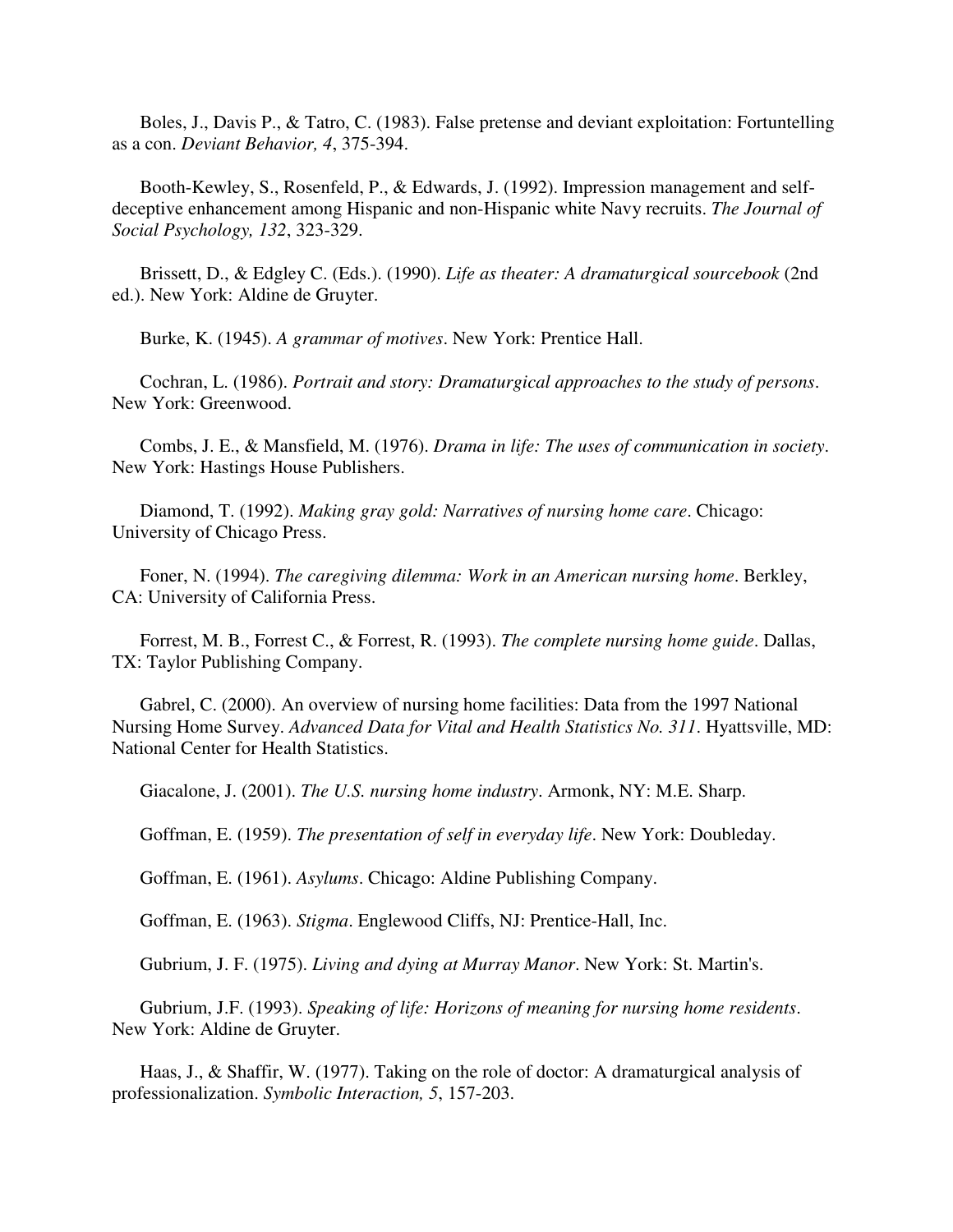Boles, J., Davis P., & Tatro, C. (1983). False pretense and deviant exploitation: Fortuntelling as a con. *Deviant Behavior, 4*, 375-394.

Booth-Kewley, S., Rosenfeld, P., & Edwards, J. (1992). Impression management and self-deceptive enhancement among Hispanic and non-Hispanic white Navy recruits. *The Journal of Social Psychology, 132*, 323-329.

Brissett, D., & Edgley C. (Eds.). (1990). *Life as theater: A dramaturgical sourcebook* (2nd ed.). New York: Aldine de Gruyter.

Burke, K. (1945). *A grammar of motives*. New York: Prentice Hall.

Cochran, L. (1986). *Portrait and story: Dramaturgical approaches to the study of persons*. New York: Greenwood.

Combs, J. E., & Mansfield, M. (1976). *Drama in life: The uses of communication in society*. New York: Hastings House Publishers.

Diamond, T. (1992). *Making gray gold: Narratives of nursing home care*. Chicago: University of Chicago Press.

Foner, N. (1994). *The caregiving dilemma: Work in an American nursing home*. Berkley, CA: University of California Press.

Forrest, M. B., Forrest C., & Forrest, R. (1993). *The complete nursing home guide*. Dallas, TX: Taylor Publishing Company.

Gabrel, C. (2000). An overview of nursing home facilities: Data from the 1997 National Nursing Home Survey. *Advanced Data for Vital and Health Statistics No. 311*. Hyattsville, MD: National Center for Health Statistics.

Giacalone, J. (2001). *The U.S. nursing home industry*. Armonk, NY: M.E. Sharp.

Goffman, E. (1959). *The presentation of self in everyday life*. New York: Doubleday.

Goffman, E. (1961). *Asylums*. Chicago: Aldine Publishing Company.

Goffman, E. (1963). *Stigma*. Englewood Cliffs, NJ: Prentice-Hall, Inc.

Gubrium, J. F. (1975). *Living and dying at Murray Manor*. New York: St. Martin's.

Gubrium, J.F. (1993). *Speaking of life: Horizons of meaning for nursing home residents*. New York: Aldine de Gruyter.

Haas, J., & Shaffir, W. (1977). Taking on the role of doctor: A dramaturgical analysis of professionalization. *Symbolic Interaction, 5*, 157-203.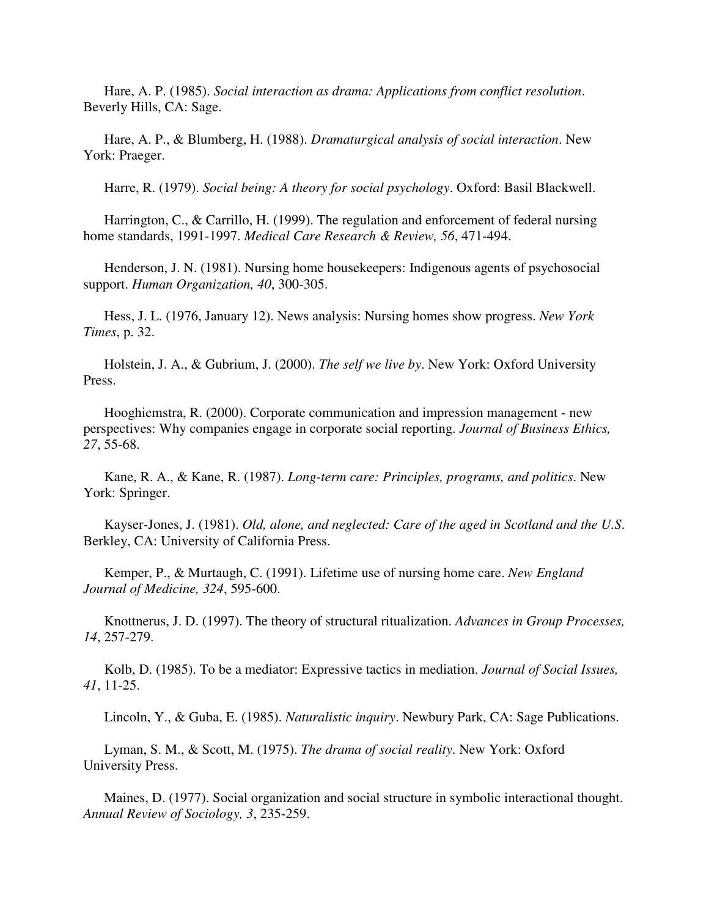Hare, A. P. (1985). *Social interaction as drama: Applications from conflict resolution*. Beverly Hills, CA: Sage.

Hare, A. P., & Blumberg, H. (1988). *Dramaturgical analysis of social interaction*. New York: Praeger.

Harre, R. (1979). *Social being: A theory for social psychology*. Oxford: Basil Blackwell.

Harrington, C., & Carrillo, H. (1999). The regulation and enforcement of federal nursing home standards, 1991-1997. *Medical Care Research & Review, 56*, 471-494.

Henderson, J. N. (1981). Nursing home housekeepers: Indigenous agents of psychosocial support. *Human Organization, 40*, 300-305.

Hess, J. L. (1976, January 12). News analysis: Nursing homes show progress. *New York Times*, p. 32.

Holstein, J. A., & Gubrium, J. (2000). *The self we live by*. New York: Oxford University Press.

Hooghiemstra, R. (2000). Corporate communication and impression management - new perspectives: Why companies engage in corporate social reporting. *Journal of Business Ethics, 27*, 55-68.

Kane, R. A., & Kane, R. (1987). *Long-term care: Principles, programs, and politics*. New York: Springer.

Kayser-Jones, J. (1981). *Old, alone, and neglected: Care of the aged in Scotland and the U.S*. Berkley, CA: University of California Press.

Kemper, P., & Murtaugh, C. (1991). Lifetime use of nursing home care. *New England Journal of Medicine, 324*, 595-600.

Knottnerus, J. D. (1997). The theory of structural ritualization. *Advances in Group Processes, 14*, 257-279.

Kolb, D. (1985). To be a mediator: Expressive tactics in mediation. *Journal of Social Issues, 41*, 11-25.

Lincoln, Y., & Guba, E. (1985). *Naturalistic inquiry*. Newbury Park, CA: Sage Publications.

Lyman, S. M., & Scott, M. (1975). *The drama of social reality*. New York: Oxford University Press.

Maines, D. (1977). Social organization and social structure in symbolic interactional thought. *Annual Review of Sociology, 3*, 235-259.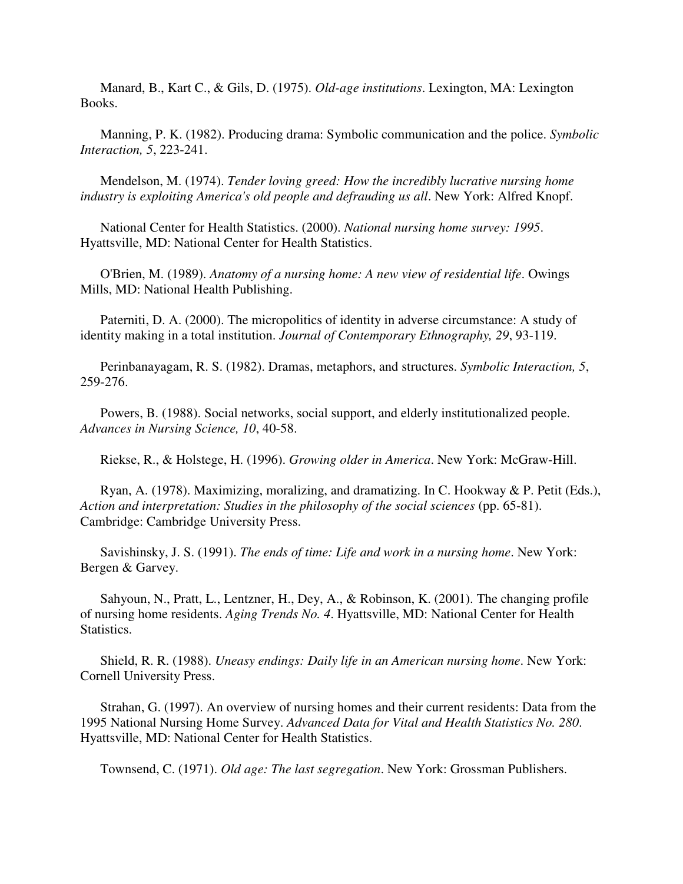Manard, B., Kart C., & Gils, D. (1975). *Old-age institutions*. Lexington, MA: Lexington Books.

Manning, P. K. (1982). Producing drama: Symbolic communication and the police. *Symbolic Interaction, 5*, 223-241.

Mendelson, M. (1974). *Tender loving greed: How the incredibly lucrative nursing home industry is exploiting America's old people and defrauding us all*. New York: Alfred Knopf.

National Center for Health Statistics. (2000). *National nursing home survey: 1995*. Hyattsville, MD: National Center for Health Statistics.

O'Brien, M. (1989). *Anatomy of a nursing home: A new view of residential life*. Owings Mills, MD: National Health Publishing.

Paterniti, D. A. (2000). The micropolitics of identity in adverse circumstance: A study of identity making in a total institution. *Journal of Contemporary Ethnography, 29*, 93-119.

Perinbanayagam, R. S. (1982). Dramas, metaphors, and structures. *Symbolic Interaction, 5*, 259-276.

Powers, B. (1988). Social networks, social support, and elderly institutionalized people. *Advances in Nursing Science, 10*, 40-58.

Riekse, R., & Holstege, H. (1996). *Growing older in America*. New York: McGraw-Hill.

Ryan, A. (1978). Maximizing, moralizing, and dramatizing. In C. Hookway & P. Petit (Eds.), *Action and interpretation: Studies in the philosophy of the social sciences* (pp. 65-81). Cambridge: Cambridge University Press.

Savishinsky, J. S. (1991). *The ends of time: Life and work in a nursing home*. New York: Bergen & Garvey.

Sahyoun, N., Pratt, L., Lentzner, H., Dey, A., & Robinson, K. (2001). The changing profile of nursing home residents. *Aging Trends No. 4*. Hyattsville, MD: National Center for Health Statistics.

Shield, R. R. (1988). *Uneasy endings: Daily life in an American nursing home*. New York: Cornell University Press.

Strahan, G. (1997). An overview of nursing homes and their current residents: Data from the 1995 National Nursing Home Survey. *Advanced Data for Vital and Health Statistics No. 280*. Hyattsville, MD: National Center for Health Statistics.

Townsend, C. (1971). *Old age: The last segregation*. New York: Grossman Publishers.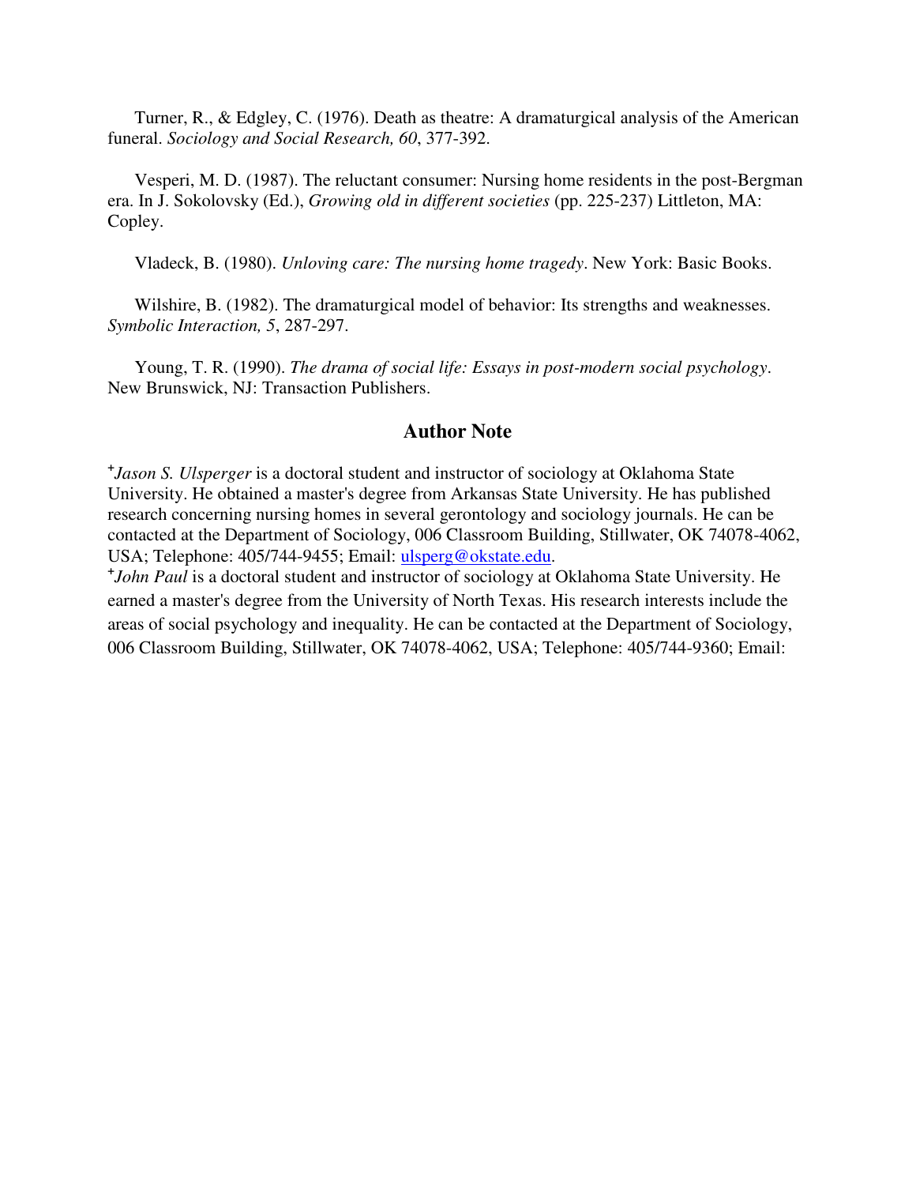Turner, R., & Edgley, C. (1976). Death as theatre: A dramaturgical analysis of the American funeral. *Sociology and Social Research, 60*, 377-392.

Vesperi, M. D. (1987). The reluctant consumer: Nursing home residents in the post-Bergman era. In J. Sokolovsky (Ed.), *Growing old in different societies* (pp. 225-237) Littleton, MA: Copley.

Vladeck, B. (1980). *Unloving care: The nursing home tragedy*. New York: Basic Books.

Wilshire, B. (1982). The dramaturgical model of behavior: Its strengths and weaknesses. *Symbolic Interaction, 5*, 287-297.

Young, T. R. (1990). *The drama of social life: Essays in post-modern social psychology*. New Brunswick, NJ: Transaction Publishers.

## Author Note

[+]*Jason S. Ulsperger* is a doctoral student and instructor of sociology at Oklahoma State University. He obtained a master's degree from Arkansas State University. He has published research concerning nursing homes in several gerontology and sociology journals. He can be contacted at the Department of Sociology, 006 Classroom Building, Stillwater, OK 74078-4062, USA; Telephone: 405/744-9455; Email: ulsperg@okstate.edu.

[+]*John Paul* is a doctoral student and instructor of sociology at Oklahoma State University. He earned a master's degree from the University of North Texas. His research interests include the areas of social psychology and inequality. He can be contacted at the Department of Sociology, 006 Classroom Building, Stillwater, OK 74078-4062, USA; Telephone: 405/744-9360; Email: